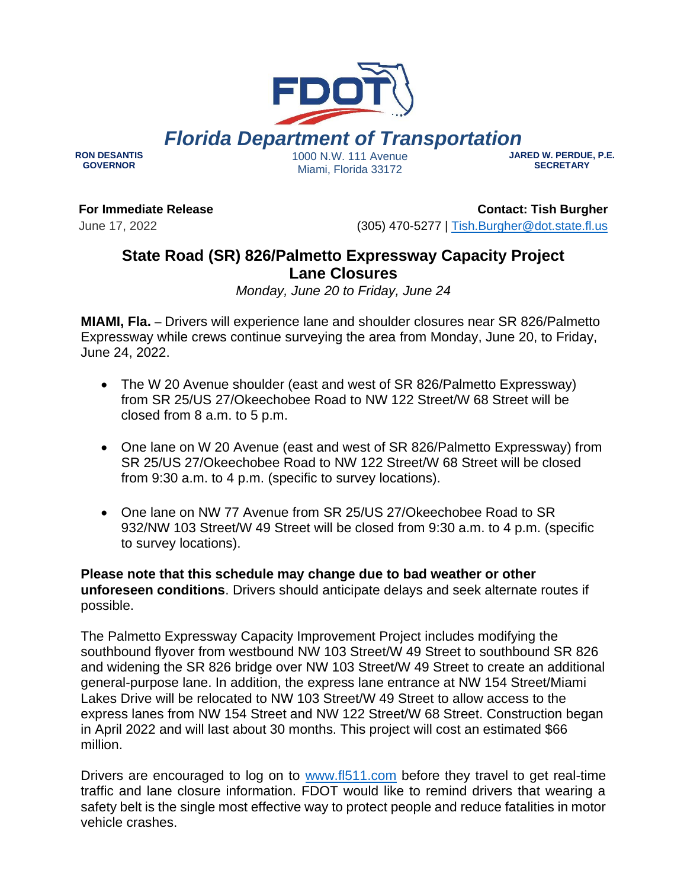# Florida Department of Transportation

**RON DESANTIS**
**GOVERNOR**

1000 N.W. 111 Avenue
Miami, Florida 33172

**JARED W. PERDUE, P.E.**
**SECRETARY**

**For Immediate Release**
June 17, 2022

**Contact: Tish Burgher**
(305) 470-5277 | Tish.Burgher@dot.state.fl.us

## State Road (SR) 826/Palmetto Expressway Capacity Project Lane Closures

*Monday, June 20 to Friday, June 24*

**MIAMI, Fla.** – Drivers will experience lane and shoulder closures near SR 826/Palmetto Expressway while crews continue surveying the area from Monday, June 20, to Friday, June 24, 2022.

- The W 20 Avenue shoulder (east and west of SR 826/Palmetto Expressway) from SR 25/US 27/Okeechobee Road to NW 122 Street/W 68 Street will be closed from 8 a.m. to 5 p.m.
- One lane on W 20 Avenue (east and west of SR 826/Palmetto Expressway) from SR 25/US 27/Okeechobee Road to NW 122 Street/W 68 Street will be closed from 9:30 a.m. to 4 p.m. (specific to survey locations).
- One lane on NW 77 Avenue from SR 25/US 27/Okeechobee Road to SR 932/NW 103 Street/W 49 Street will be closed from 9:30 a.m. to 4 p.m. (specific to survey locations).

**Please note that this schedule may change due to bad weather or other unforeseen conditions**. Drivers should anticipate delays and seek alternate routes if possible.

The Palmetto Expressway Capacity Improvement Project includes modifying the southbound flyover from westbound NW 103 Street/W 49 Street to southbound SR 826 and widening the SR 826 bridge over NW 103 Street/W 49 Street to create an additional general-purpose lane. In addition, the express lane entrance at NW 154 Street/Miami Lakes Drive will be relocated to NW 103 Street/W 49 Street to allow access to the express lanes from NW 154 Street and NW 122 Street/W 68 Street. Construction began in April 2022 and will last about 30 months. This project will cost an estimated $66 million.

Drivers are encouraged to log on to www.fl511.com before they travel to get real-time traffic and lane closure information. FDOT would like to remind drivers that wearing a safety belt is the single most effective way to protect people and reduce fatalities in motor vehicle crashes.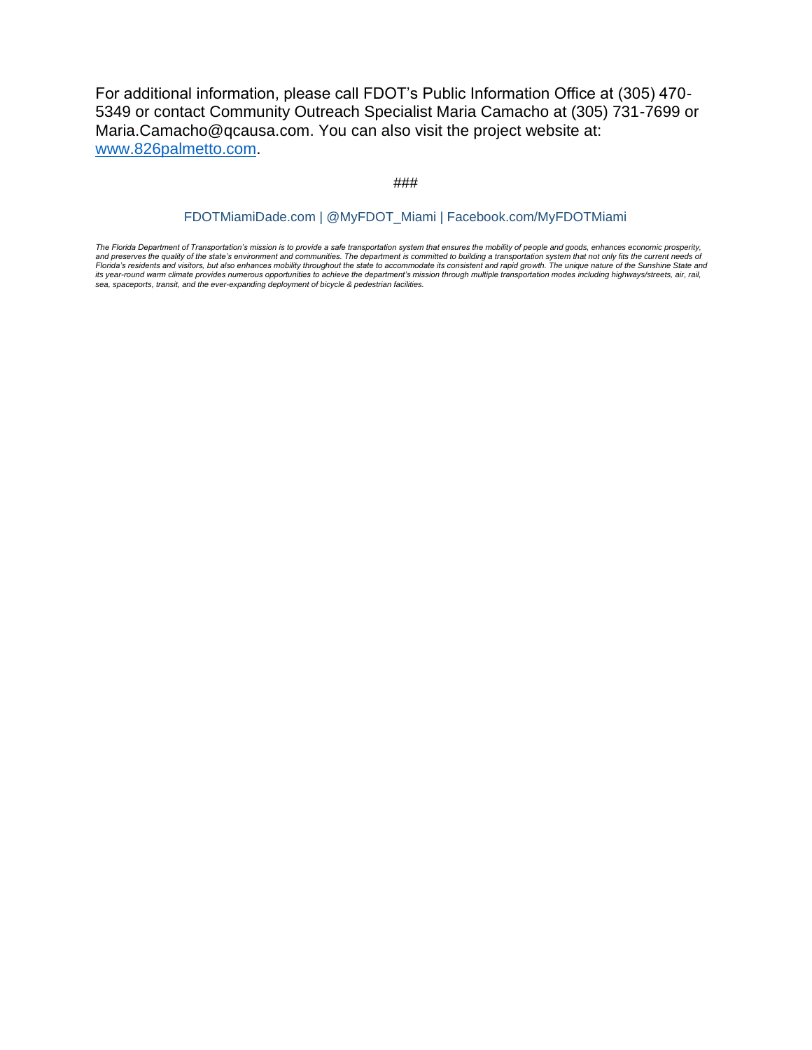For additional information, please call FDOT's Public Information Office at (305) 470-5349 or contact Community Outreach Specialist Maria Camacho at (305) 731-7699 or Maria.Camacho@qcausa.com. You can also visit the project website at: [www.826palmetto.com](www.826palmetto.com).

###

FDOTMiamiDade.com | @MyFDOT_Miami | Facebook.com/MyFDOTMiami

*The Florida Department of Transportation's mission is to provide a safe transportation system that ensures the mobility of people and goods, enhances economic prosperity, and preserves the quality of the state's environment and communities. The department is committed to building a transportation system that not only fits the current needs of Florida's residents and visitors, but also enhances mobility throughout the state to accommodate its consistent and rapid growth. The unique nature of the Sunshine State and its year-round warm climate provides numerous opportunities to achieve the department's mission through multiple transportation modes including highways/streets, air, rail, sea, spaceports, transit, and the ever-expanding deployment of bicycle & pedestrian facilities.*